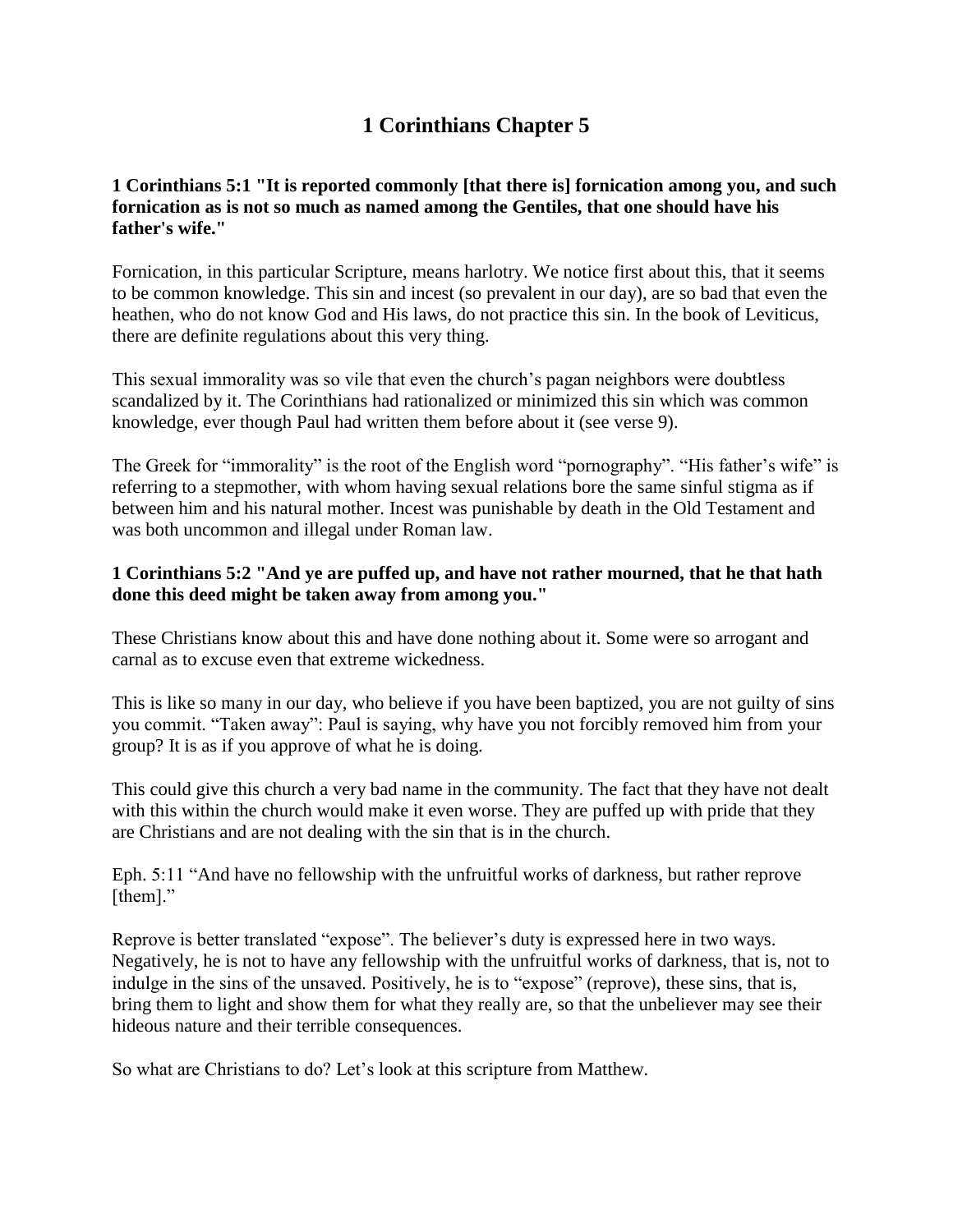# 1 Corinthians Chapter 5

**1 Corinthians 5:1 "It is reported commonly [that there is] fornication among you, and such fornication as is not so much as named among the Gentiles, that one should have his father's wife."**

Fornication, in this particular Scripture, means harlotry. We notice first about this, that it seems to be common knowledge. This sin and incest (so prevalent in our day), are so bad that even the heathen, who do not know God and His laws, do not practice this sin. In the book of Leviticus, there are definite regulations about this very thing.

This sexual immorality was so vile that even the church's pagan neighbors were doubtless scandalized by it. The Corinthians had rationalized or minimized this sin which was common knowledge, ever though Paul had written them before about it (see verse 9).

The Greek for "immorality" is the root of the English word "pornography". "His father's wife" is referring to a stepmother, with whom having sexual relations bore the same sinful stigma as if between him and his natural mother. Incest was punishable by death in the Old Testament and was both uncommon and illegal under Roman law.

**1 Corinthians 5:2 "And ye are puffed up, and have not rather mourned, that he that hath done this deed might be taken away from among you."**

These Christians know about this and have done nothing about it. Some were so arrogant and carnal as to excuse even that extreme wickedness.

This is like so many in our day, who believe if you have been baptized, you are not guilty of sins you commit. "Taken away": Paul is saying, why have you not forcibly removed him from your group? It is as if you approve of what he is doing.

This could give this church a very bad name in the community. The fact that they have not dealt with this within the church would make it even worse. They are puffed up with pride that they are Christians and are not dealing with the sin that is in the church.

Eph. 5:11 "And have no fellowship with the unfruitful works of darkness, but rather reprove [them]."

Reprove is better translated "expose". The believer's duty is expressed here in two ways. Negatively, he is not to have any fellowship with the unfruitful works of darkness, that is, not to indulge in the sins of the unsaved. Positively, he is to "expose" (reprove), these sins, that is, bring them to light and show them for what they really are, so that the unbeliever may see their hideous nature and their terrible consequences.

So what are Christians to do? Let's look at this scripture from Matthew.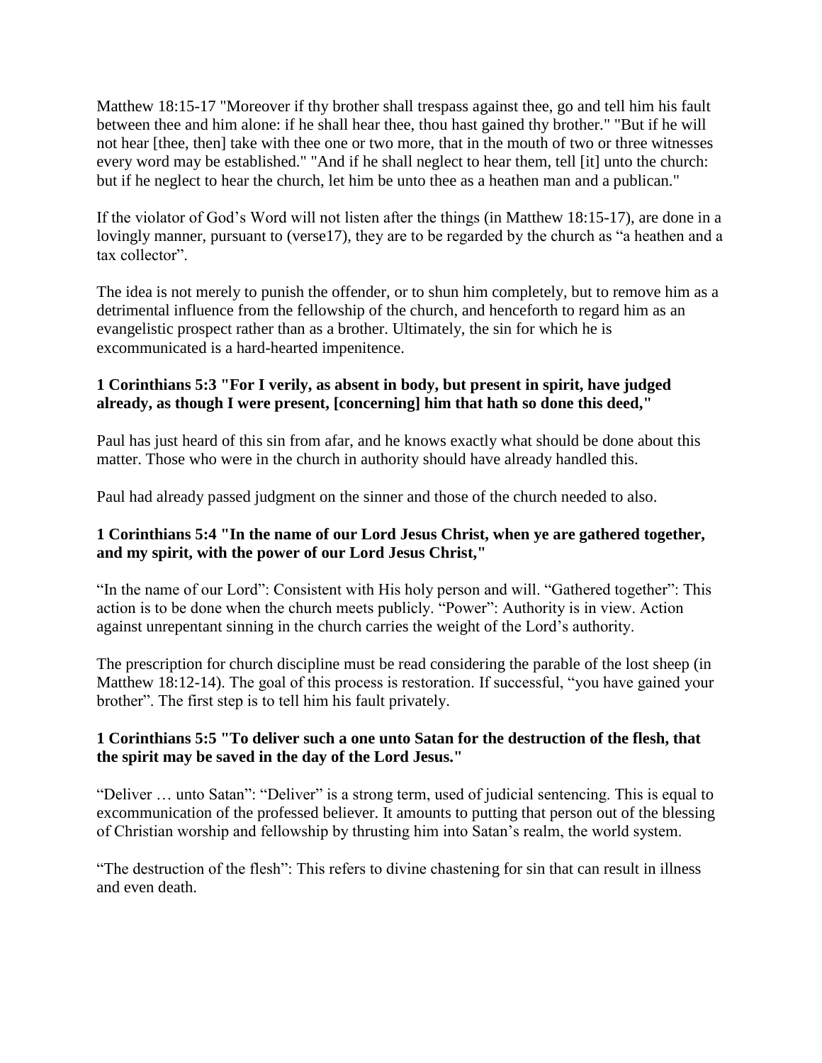Matthew 18:15-17 "Moreover if thy brother shall trespass against thee, go and tell him his fault between thee and him alone: if he shall hear thee, thou hast gained thy brother." "But if he will not hear [thee, then] take with thee one or two more, that in the mouth of two or three witnesses every word may be established." "And if he shall neglect to hear them, tell [it] unto the church: but if he neglect to hear the church, let him be unto thee as a heathen man and a publican."

If the violator of God's Word will not listen after the things (in Matthew 18:15-17), are done in a lovingly manner, pursuant to (verse17), they are to be regarded by the church as "a heathen and a tax collector".

The idea is not merely to punish the offender, or to shun him completely, but to remove him as a detrimental influence from the fellowship of the church, and henceforth to regard him as an evangelistic prospect rather than as a brother. Ultimately, the sin for which he is excommunicated is a hard-hearted impenitence.

**1 Corinthians 5:3 "For I verily, as absent in body, but present in spirit, have judged already, as though I were present, [concerning] him that hath so done this deed,"**

Paul has just heard of this sin from afar, and he knows exactly what should be done about this matter. Those who were in the church in authority should have already handled this.

Paul had already passed judgment on the sinner and those of the church needed to also.

**1 Corinthians 5:4 "In the name of our Lord Jesus Christ, when ye are gathered together, and my spirit, with the power of our Lord Jesus Christ,"**

"In the name of our Lord": Consistent with His holy person and will. "Gathered together": This action is to be done when the church meets publicly. "Power": Authority is in view. Action against unrepentant sinning in the church carries the weight of the Lord's authority.

The prescription for church discipline must be read considering the parable of the lost sheep (in Matthew 18:12-14). The goal of this process is restoration. If successful, "you have gained your brother". The first step is to tell him his fault privately.

**1 Corinthians 5:5 "To deliver such a one unto Satan for the destruction of the flesh, that the spirit may be saved in the day of the Lord Jesus."**

"Deliver … unto Satan": "Deliver" is a strong term, used of judicial sentencing. This is equal to excommunication of the professed believer. It amounts to putting that person out of the blessing of Christian worship and fellowship by thrusting him into Satan's realm, the world system.

"The destruction of the flesh": This refers to divine chastening for sin that can result in illness and even death.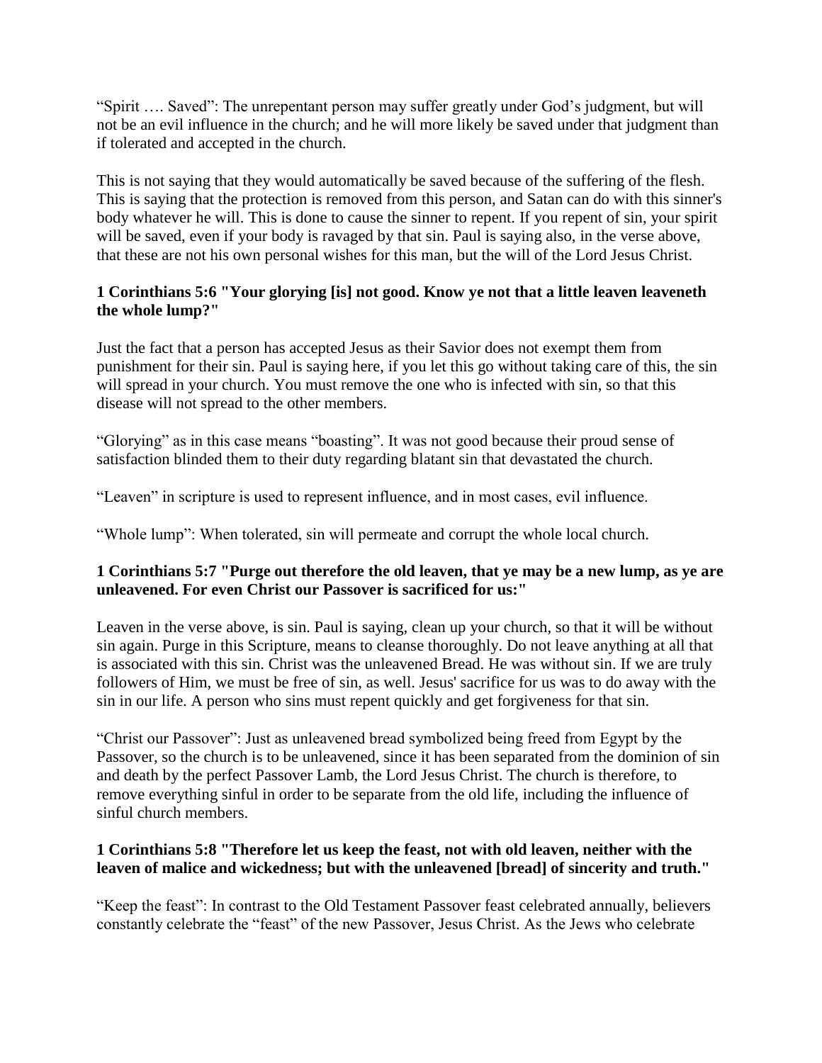"Spirit …. Saved": The unrepentant person may suffer greatly under God's judgment, but will not be an evil influence in the church; and he will more likely be saved under that judgment than if tolerated and accepted in the church.

This is not saying that they would automatically be saved because of the suffering of the flesh. This is saying that the protection is removed from this person, and Satan can do with this sinner's body whatever he will. This is done to cause the sinner to repent. If you repent of sin, your spirit will be saved, even if your body is ravaged by that sin. Paul is saying also, in the verse above, that these are not his own personal wishes for this man, but the will of the Lord Jesus Christ.

**1 Corinthians 5:6 "Your glorying [is] not good. Know ye not that a little leaven leaveneth the whole lump?"**

Just the fact that a person has accepted Jesus as their Savior does not exempt them from punishment for their sin. Paul is saying here, if you let this go without taking care of this, the sin will spread in your church. You must remove the one who is infected with sin, so that this disease will not spread to the other members.

"Glorying" as in this case means "boasting". It was not good because their proud sense of satisfaction blinded them to their duty regarding blatant sin that devastated the church.

"Leaven" in scripture is used to represent influence, and in most cases, evil influence.

"Whole lump": When tolerated, sin will permeate and corrupt the whole local church.

**1 Corinthians 5:7 "Purge out therefore the old leaven, that ye may be a new lump, as ye are unleavened. For even Christ our Passover is sacrificed for us:"**

Leaven in the verse above, is sin. Paul is saying, clean up your church, so that it will be without sin again. Purge in this Scripture, means to cleanse thoroughly. Do not leave anything at all that is associated with this sin. Christ was the unleavened Bread. He was without sin. If we are truly followers of Him, we must be free of sin, as well. Jesus' sacrifice for us was to do away with the sin in our life. A person who sins must repent quickly and get forgiveness for that sin.

"Christ our Passover": Just as unleavened bread symbolized being freed from Egypt by the Passover, so the church is to be unleavened, since it has been separated from the dominion of sin and death by the perfect Passover Lamb, the Lord Jesus Christ. The church is therefore, to remove everything sinful in order to be separate from the old life, including the influence of sinful church members.

**1 Corinthians 5:8 "Therefore let us keep the feast, not with old leaven, neither with the leaven of malice and wickedness; but with the unleavened [bread] of sincerity and truth."**

"Keep the feast": In contrast to the Old Testament Passover feast celebrated annually, believers constantly celebrate the "feast" of the new Passover, Jesus Christ. As the Jews who celebrate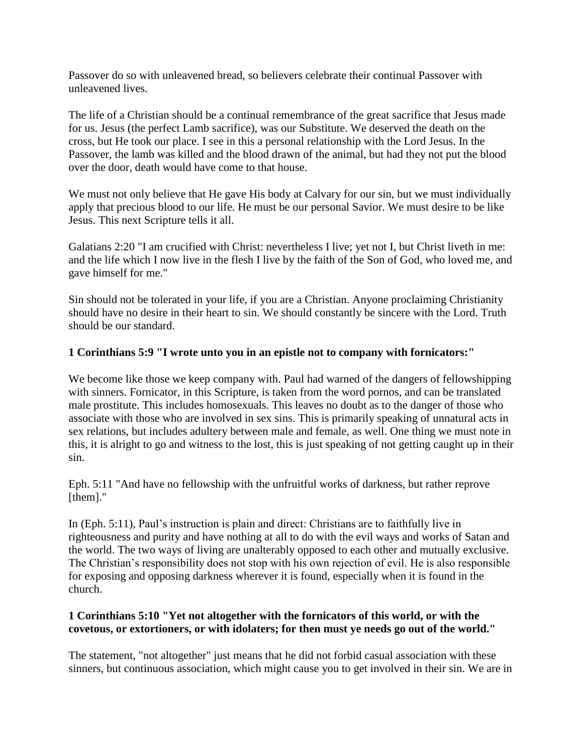Passover do so with unleavened bread, so believers celebrate their continual Passover with unleavened lives.

The life of a Christian should be a continual remembrance of the great sacrifice that Jesus made for us. Jesus (the perfect Lamb sacrifice), was our Substitute. We deserved the death on the cross, but He took our place. I see in this a personal relationship with the Lord Jesus. In the Passover, the lamb was killed and the blood drawn of the animal, but had they not put the blood over the door, death would have come to that house.

We must not only believe that He gave His body at Calvary for our sin, but we must individually apply that precious blood to our life. He must be our personal Savior. We must desire to be like Jesus. This next Scripture tells it all.

Galatians 2:20 "I am crucified with Christ: nevertheless I live; yet not I, but Christ liveth in me: and the life which I now live in the flesh I live by the faith of the Son of God, who loved me, and gave himself for me."

Sin should not be tolerated in your life, if you are a Christian. Anyone proclaiming Christianity should have no desire in their heart to sin. We should constantly be sincere with the Lord. Truth should be our standard.

**1 Corinthians 5:9 "I wrote unto you in an epistle not to company with fornicators:"**

We become like those we keep company with. Paul had warned of the dangers of fellowshipping with sinners. Fornicator, in this Scripture, is taken from the word pornos, and can be translated male prostitute. This includes homosexuals. This leaves no doubt as to the danger of those who associate with those who are involved in sex sins. This is primarily speaking of unnatural acts in sex relations, but includes adultery between male and female, as well. One thing we must note in this, it is alright to go and witness to the lost, this is just speaking of not getting caught up in their sin.

Eph. 5:11 "And have no fellowship with the unfruitful works of darkness, but rather reprove [them]."

In (Eph. 5:11), Paul's instruction is plain and direct: Christians are to faithfully live in righteousness and purity and have nothing at all to do with the evil ways and works of Satan and the world. The two ways of living are unalterably opposed to each other and mutually exclusive. The Christian's responsibility does not stop with his own rejection of evil. He is also responsible for exposing and opposing darkness wherever it is found, especially when it is found in the church.

**1 Corinthians 5:10 "Yet not altogether with the fornicators of this world, or with the covetous, or extortioners, or with idolaters; for then must ye needs go out of the world."**

The statement, "not altogether" just means that he did not forbid casual association with these sinners, but continuous association, which might cause you to get involved in their sin. We are in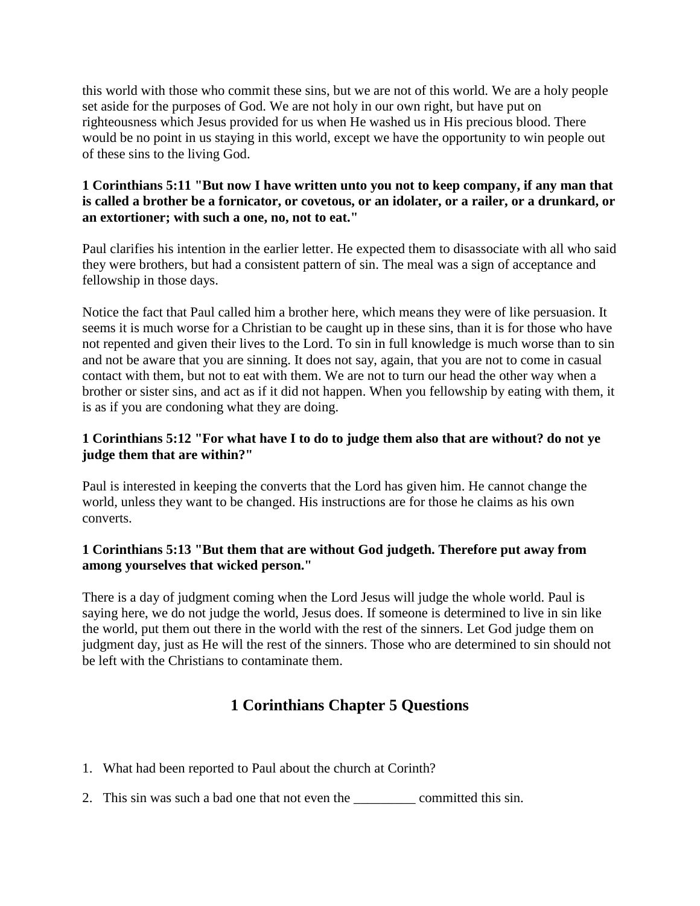this world with those who commit these sins, but we are not of this world. We are a holy people set aside for the purposes of God. We are not holy in our own right, but have put on righteousness which Jesus provided for us when He washed us in His precious blood. There would be no point in us staying in this world, except we have the opportunity to win people out of these sins to the living God.

**1 Corinthians 5:11 "But now I have written unto you not to keep company, if any man that is called a brother be a fornicator, or covetous, or an idolater, or a railer, or a drunkard, or an extortioner; with such a one, no, not to eat."**

Paul clarifies his intention in the earlier letter. He expected them to disassociate with all who said they were brothers, but had a consistent pattern of sin. The meal was a sign of acceptance and fellowship in those days.

Notice the fact that Paul called him a brother here, which means they were of like persuasion. It seems it is much worse for a Christian to be caught up in these sins, than it is for those who have not repented and given their lives to the Lord. To sin in full knowledge is much worse than to sin and not be aware that you are sinning. It does not say, again, that you are not to come in casual contact with them, but not to eat with them. We are not to turn our head the other way when a brother or sister sins, and act as if it did not happen. When you fellowship by eating with them, it is as if you are condoning what they are doing.

**1 Corinthians 5:12 "For what have I to do to judge them also that are without? do not ye judge them that are within?"**

Paul is interested in keeping the converts that the Lord has given him. He cannot change the world, unless they want to be changed. His instructions are for those he claims as his own converts.

**1 Corinthians 5:13 "But them that are without God judgeth. Therefore put away from among yourselves that wicked person."**

There is a day of judgment coming when the Lord Jesus will judge the whole world. Paul is saying here, we do not judge the world, Jesus does. If someone is determined to live in sin like the world, put them out there in the world with the rest of the sinners. Let God judge them on judgment day, just as He will the rest of the sinners. Those who are determined to sin should not be left with the Christians to contaminate them.

## 1 Corinthians Chapter 5 Questions

1. What had been reported to Paul about the church at Corinth?
2. This sin was such a bad one that not even the _________ committed this sin.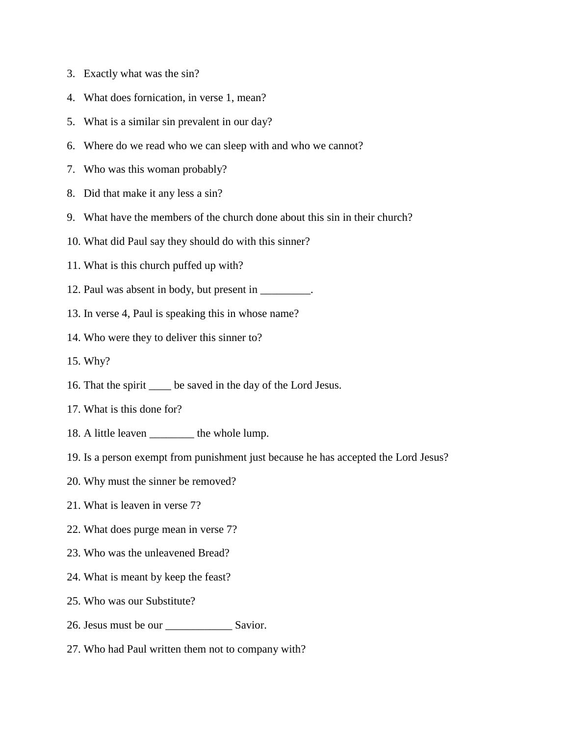3. Exactly what was the sin?
4. What does fornication, in verse 1, mean?
5. What is a similar sin prevalent in our day?
6. Where do we read who we can sleep with and who we cannot?
7. Who was this woman probably?
8. Did that make it any less a sin?
9. What have the members of the church done about this sin in their church?
10. What did Paul say they should do with this sinner?
11. What is this church puffed up with?
12. Paul was absent in body, but present in _________.
13. In verse 4, Paul is speaking this in whose name?
14. Who were they to deliver this sinner to?
15. Why?
16. That the spirit ____ be saved in the day of the Lord Jesus.
17. What is this done for?
18. A little leaven ________ the whole lump.
19. Is a person exempt from punishment just because he has accepted the Lord Jesus?
20. Why must the sinner be removed?
21. What is leaven in verse 7?
22. What does purge mean in verse 7?
23. Who was the unleavened Bread?
24. What is meant by keep the feast?
25. Who was our Substitute?
26. Jesus must be our ____________ Savior.
27. Who had Paul written them not to company with?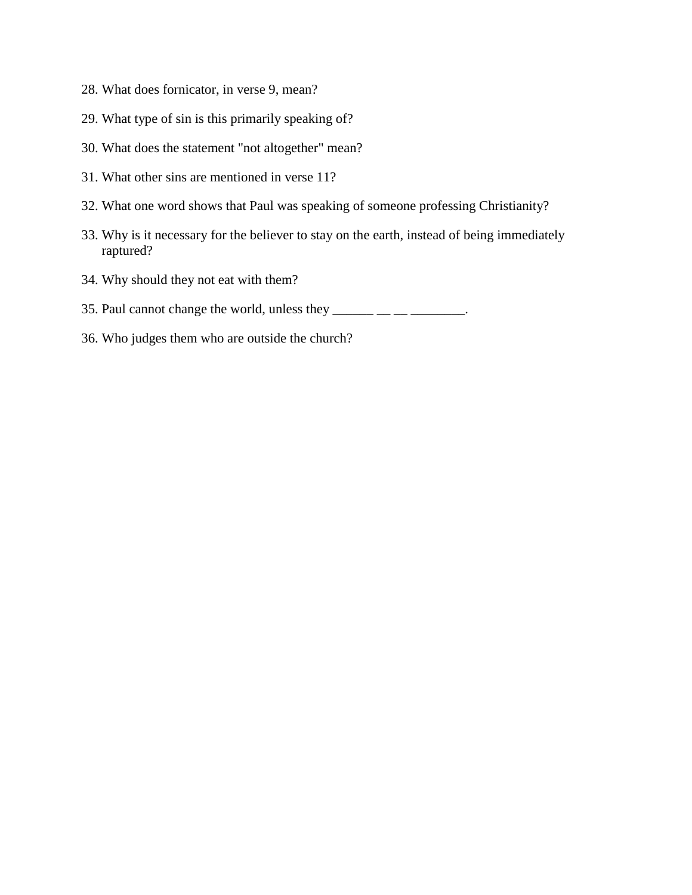28. What does fornicator, in verse 9, mean?

29. What type of sin is this primarily speaking of?

30. What does the statement "not altogether" mean?

31. What other sins are mentioned in verse 11?

32. What one word shows that Paul was speaking of someone professing Christianity?

33. Why is it necessary for the believer to stay on the earth, instead of being immediately raptured?

34. Why should they not eat with them?

35. Paul cannot change the world, unless they ______ __ __ ________.

36. Who judges them who are outside the church?